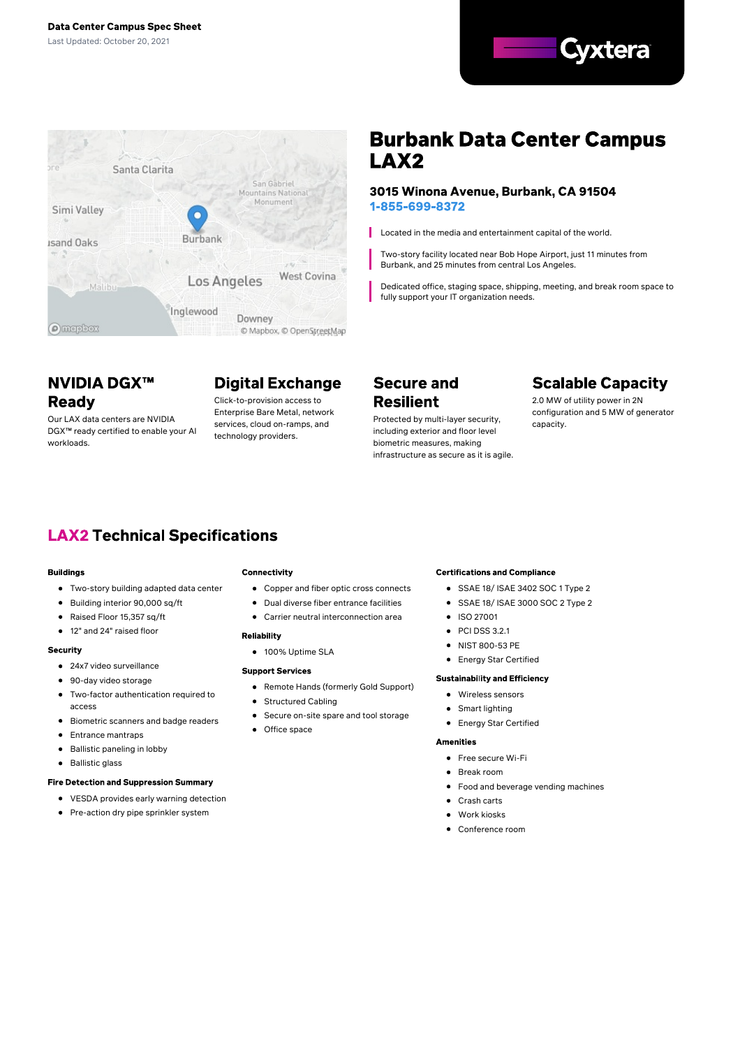**Data Center Campus Spec Sheet**

Last Updated: October 20, 2021

Cyxtera

# Burbank Data Center Campus LAX2

### 3015 Winona Avenue, Burbank, CA 91504

**1-855-699-8372**

- Located in the media and entertainment capital of the world.
- Two-story facility located near Bob Hope Airport, just 11 minutes from Burbank, and 25 minutes from central Los Angeles.
- Dedicated office, staging space, shipping, meeting, and break room space to fully support your IT organization needs.

## NVIDIA DGX™ Ready

Our LAX data centers are NVIDIA DGX™ ready certified to enable your AI workloads.

## Digital Exchange

Click-to-provision access to Enterprise Bare Metal, network services, cloud on-ramps, and technology providers.

## Secure and Resilient

Protected by multi-layer security, including exterior and floor level biometric measures, making infrastructure as secure as it is agile.

## Scalable Capacity

2.0 MW of utility power in 2N configuration and 5 MW of generator capacity.

## LAX2 Technical Specifications

**Buildings**

- Two-story building adapted data center
- Building interior 90,000 sq/ft
- Raised Floor 15,357 sq/ft
- 12" and 24" raised floor

**Security**

- 24x7 video surveillance
- 90-day video storage
- Two-factor authentication required to access
- Biometric scanners and badge readers
- Entrance mantraps
- Ballistic paneling in lobby
- Ballistic glass

**Fire Detection and Suppression Summary**

- VESDA provides early warning detection
- Pre-action dry pipe sprinkler system

**Connectivity**

- Copper and fiber optic cross connects
- Dual diverse fiber entrance facilities
- Carrier neutral interconnection area

**Reliability**

- 100% Uptime SLA

**Support Services**

- Remote Hands (formerly Gold Support)
- Structured Cabling
- Secure on-site spare and tool storage
- Office space

**Certifications and Compliance**

- SSAE 18/ ISAE 3402 SOC 1 Type 2
- SSAE 18/ ISAE 3000 SOC 2 Type 2
- ISO 27001
- PCI DSS 3.2.1
- NIST 800-53 PE
- Energy Star Certified

**Sustainability and Efficiency**

- Wireless sensors
- Smart lighting
- Energy Star Certified

**Amenities**

- Free secure Wi-Fi
- Break room
- Food and beverage vending machines
- Crash carts
- Work kiosks
- Conference room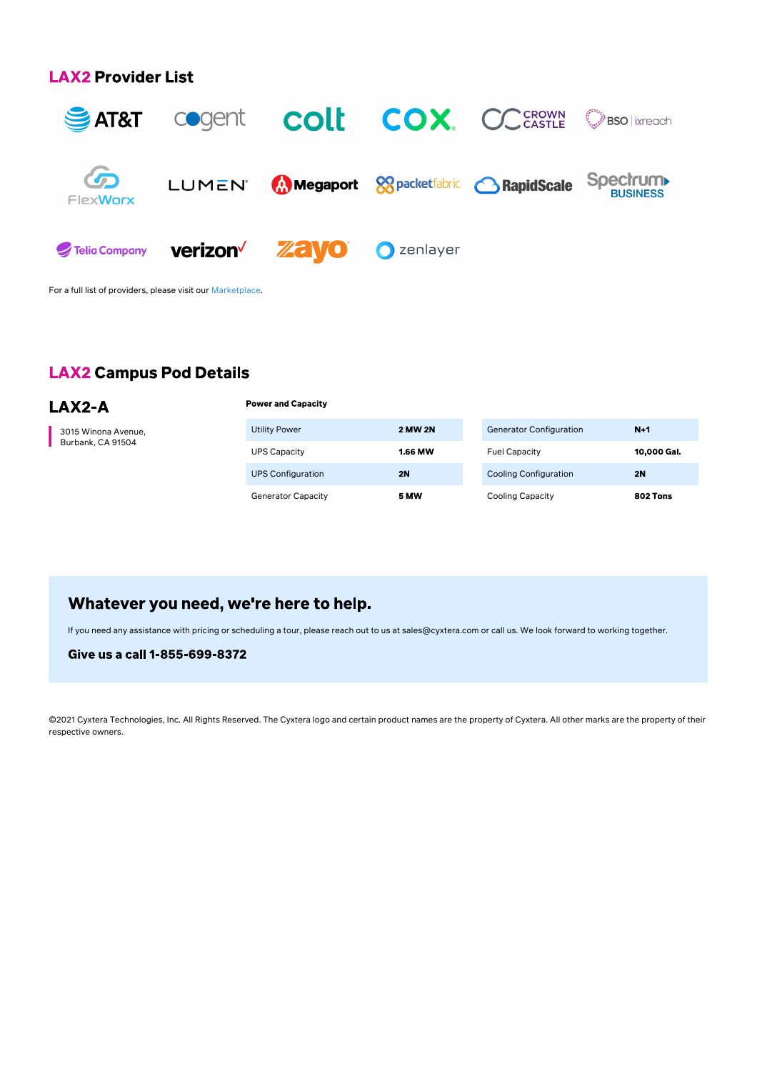## LAX2 Provider List

AT&T
cogent
colt
cox
Crown Castle
BSO | ixreach
FlexWorx
LUMEN
Megaport
packetfabric
RapidScale
Spectrum Business
Telia Company
verizon
zayo
zenlayer

For a full list of providers, please visit our Marketplace.

## LAX2 Campus Pod Details

### LAX2-A

3015 Winona Avenue,
Burbank, CA 91504

**Power and Capacity**

| | | | |
|---|---|---|---|
| Utility Power | **2 MW 2N** | Generator Configuration | **N+1** |
| UPS Capacity | **1.66 MW** | Fuel Capacity | **10,000 Gal.** |
| UPS Configuration | **2N** | Cooling Configuration | **2N** |
| Generator Capacity | **5 MW** | Cooling Capacity | **802 Tons** |

## Whatever you need, we're here to help.

If you need any assistance with pricing or scheduling a tour, please reach out to us at sales@cyxtera.com or call us. We look forward to working together.

**Give us a call 1-855-699-8372**

©2021 Cyxtera Technologies, Inc. All Rights Reserved. The Cyxtera logo and certain product names are the property of Cyxtera. All other marks are the property of their respective owners.